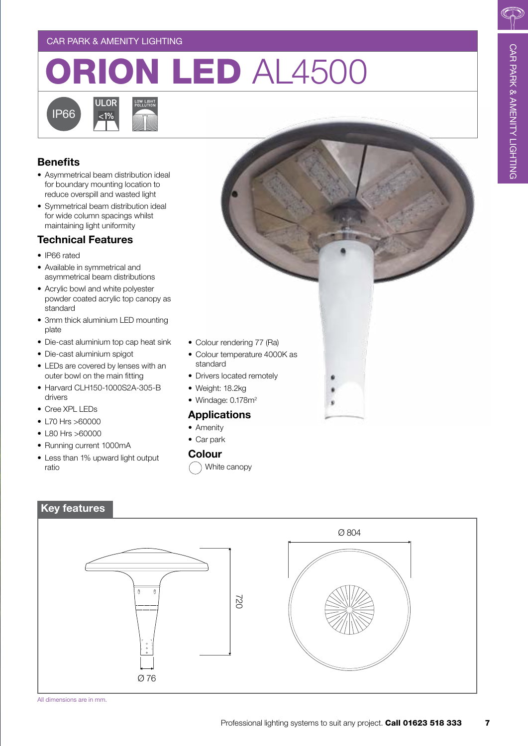CAR PARK & AMENITY LIGHTING

# ORION LED AL4500

IP66

ULOR <1%

LOW LIGHT POLLUTION

## Benefits

- Asymmetrical beam distribution ideal for boundary mounting location to reduce overspill and wasted light
- Symmetrical beam distribution ideal for wide column spacings whilst maintaining light uniformity

## Technical Features

- IP66 rated
- Available in symmetrical and asymmetrical beam distributions
- Acrylic bowl and white polyester powder coated acrylic top canopy as standard
- 3mm thick aluminium LED mounting plate
- Die-cast aluminium top cap heat sink
- Die-cast aluminium spigot
- LEDs are covered by lenses with an outer bowl on the main fitting
- Harvard CLH150-1000S2A-305-B drivers
- Cree XPL LEDs
- L70 Hrs >60000
- L80 Hrs >60000
- Running current 1000mA
- Less than 1% upward light output ratio
- Colour rendering 77 (Ra)
- Colour temperature 4000K as standard
- Drivers located remotely
- Weight: 18.2kg
- Windage: 0.178m$^2$

## Applications

- Amenity
- Car park

## Colour

White canopy

## Key features

Ø 804

720

Ø 76

All dimensions are in mm.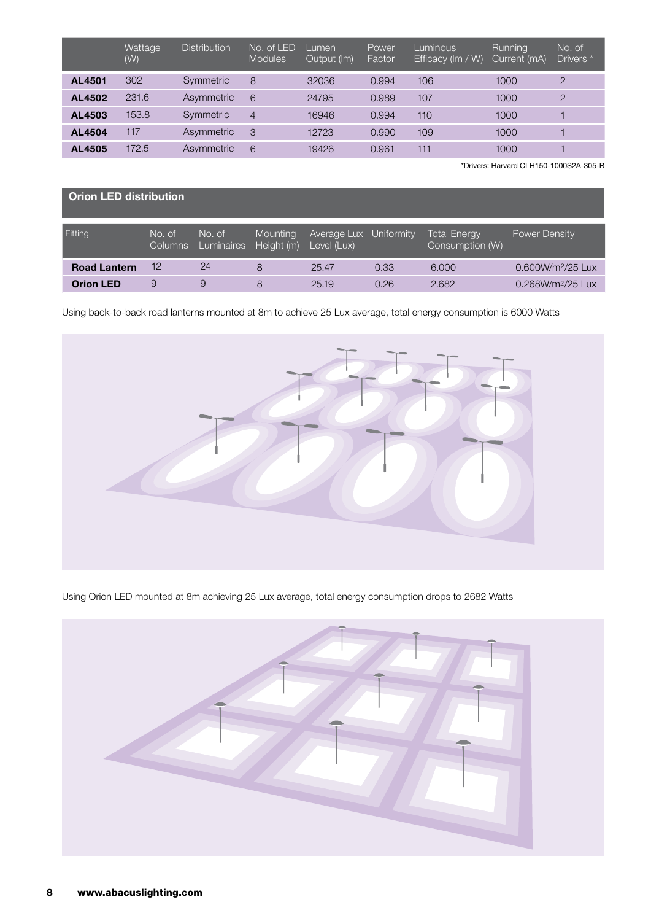| | Wattage (W) | Distribution | No. of LED Modules | Lumen Output (lm) | Power Factor | Luminous Efficacy (lm / W) | Running Current (mA) | No. of Drivers * |
|---|---|---|---|---|---|---|---|---|
| **AL4501** | 302 | Symmetric | 8 | 32036 | 0.994 | 106 | 1000 | 2 |
| **AL4502** | 231.6 | Asymmetric | 6 | 24795 | 0.989 | 107 | 1000 | 2 |
| **AL4503** | 153.8 | Symmetric | 4 | 16946 | 0.994 | 110 | 1000 | 1 |
| **AL4504** | 117 | Asymmetric | 3 | 12723 | 0.990 | 109 | 1000 | 1 |
| **AL4505** | 172.5 | Asymmetric | 6 | 19426 | 0.961 | 111 | 1000 | 1 |

*Drivers: Harvard CLH150-1000S2A-305-B

## Orion LED distribution

| Fitting | No. of Columns | No. of Luminaires | Mounting Height (m) | Average Lux Level (Lux) | Uniformity | Total Energy Consumption (W) | Power Density |
|---|---|---|---|---|---|---|---|
| **Road Lantern** | 12 | 24 | 8 | 25.47 | 0.33 | 6.000 | 0.600W/m²/25 Lux |
| **Orion LED** | 9 | 9 | 8 | 25.19 | 0.26 | 2.682 | 0.268W/m²/25 Lux |

Using back-to-back road lanterns mounted at 8m to achieve 25 Lux average, total energy consumption is 6000 Watts

Using Orion LED mounted at 8m achieving 25 Lux average, total energy consumption drops to 2682 Watts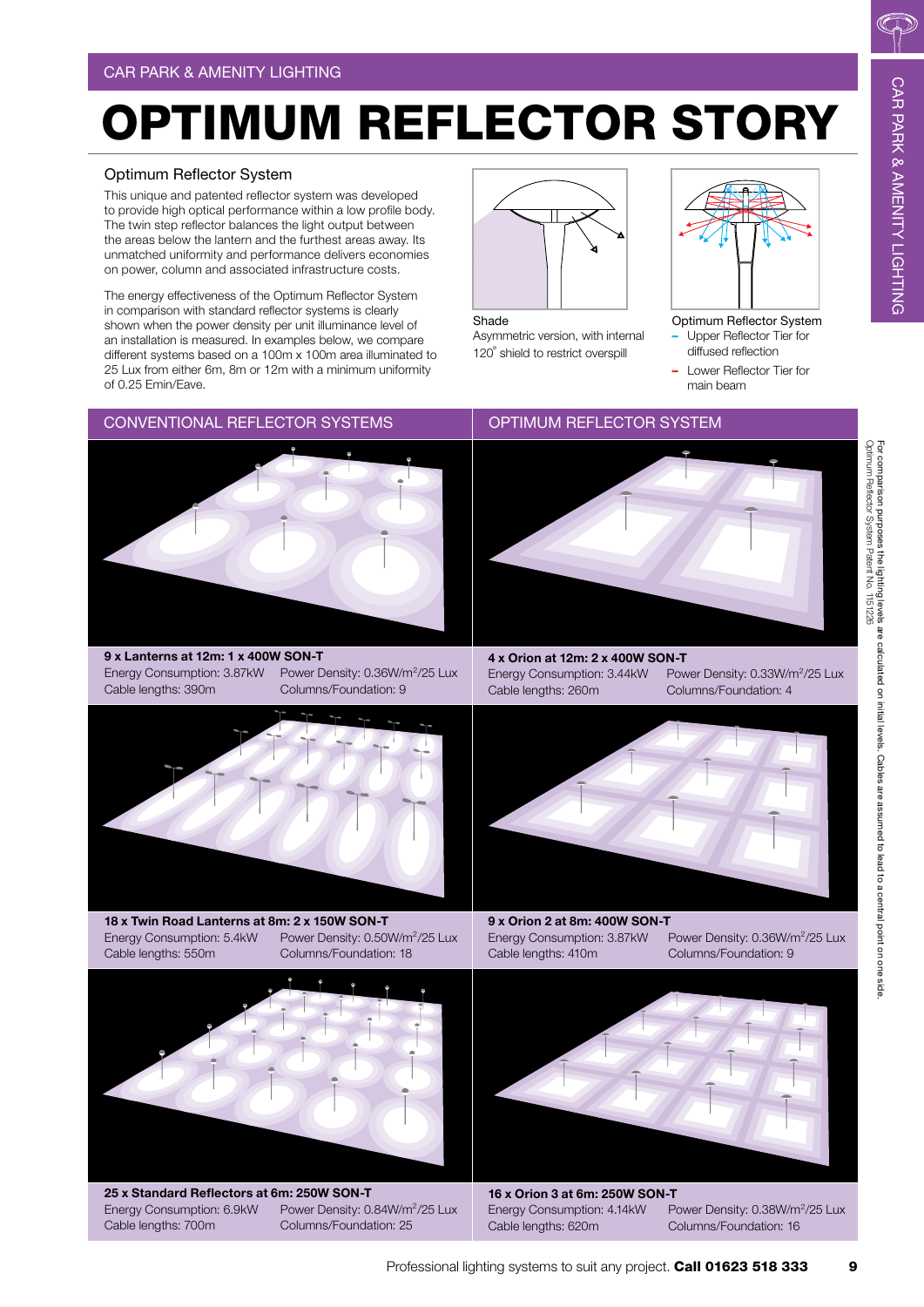CAR PARK & AMENITY LIGHTING

# OPTIMUM REFLECTOR STORY

## Optimum Reflector System

This unique and patented reflector system was developed to provide high optical performance within a low profile body. The twin step reflector balances the light output between the areas below the lantern and the furthest areas away. Its unmatched uniformity and performance delivers economies on power, column and associated infrastructure costs.

The energy effectiveness of the Optimum Reflector System in comparison with standard reflector systems is clearly shown when the power density per unit illuminance level of an installation is measured. In examples below, we compare different systems based on a 100m x 100m area illuminated to 25 Lux from either 6m, 8m or 12m with a minimum uniformity of 0.25 Emin/Eave.

Shade
Asymmetric version, with internal 120° shield to restrict overspill

Optimum Reflector System
- Upper Reflector Tier for diffused reflection
- Lower Reflector Tier for main beam

## CONVENTIONAL REFLECTOR SYSTEMS

**9 x Lanterns at 12m: 1 x 400W SON-T**
Energy Consumption: 3.87kW
Power Density: 0.36W/m²/25 Lux
Cable lengths: 390m
Columns/Foundation: 9

**18 x Twin Road Lanterns at 8m: 2 x 150W SON-T**
Energy Consumption: 5.4kW
Power Density: 0.50W/m²/25 Lux
Cable lengths: 550m
Columns/Foundation: 18

**25 x Standard Reflectors at 6m: 250W SON-T**
Energy Consumption: 6.9kW
Power Density: 0.84W/m²/25 Lux
Cable lengths: 700m
Columns/Foundation: 25

## OPTIMUM REFLECTOR SYSTEM

**4 x Orion at 12m: 2 x 400W SON-T**
Energy Consumption: 3.44kW
Power Density: 0.33W/m²/25 Lux
Cable lengths: 260m
Columns/Foundation: 4

**9 x Orion 2 at 8m: 400W SON-T**
Energy Consumption: 3.87kW
Power Density: 0.36W/m²/25 Lux
Cable lengths: 410m
Columns/Foundation: 9

**16 x Orion 3 at 6m: 250W SON-T**
Energy Consumption: 4.14kW
Power Density: 0.38W/m²/25 Lux
Cable lengths: 620m
Columns/Foundation: 16

For comparison purposes the lighting levels are calculated on initial levels. Cables are assumed to lead to a central point on one side.
Optimum Reflector System Patent No. 151226

Professional lighting systems to suit any project. **Call 01623 518 333**